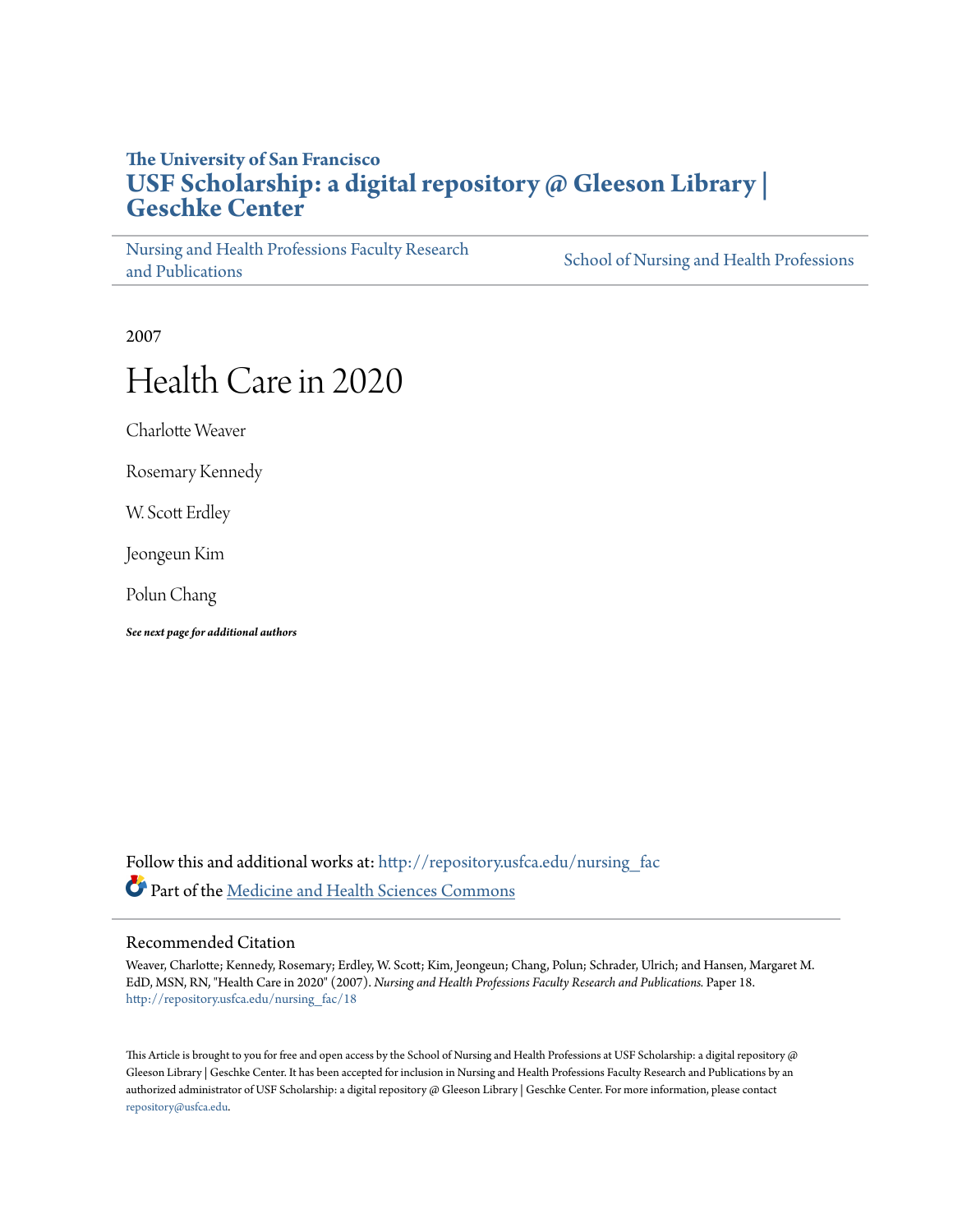The University of San Francisco

# USF Scholarship: a digital repository @ Gleeson Library | Geschke Center

Nursing and Health Professions Faculty Research and Publications

School of Nursing and Health Professions

2007

# Health Care in 2020

Charlotte Weaver

Rosemary Kennedy

W. Scott Erdley

Jeongeun Kim

Polun Chang

***See next page for additional authors***

Follow this and additional works at: http://repository.usfca.edu/nursing_fac

Part of the Medicine and Health Sciences Commons

## Recommended Citation

Weaver, Charlotte; Kennedy, Rosemary; Erdley, W. Scott; Kim, Jeongeun; Chang, Polun; Schrader, Ulrich; and Hansen, Margaret M. EdD, MSN, RN, "Health Care in 2020" (2007). *Nursing and Health Professions Faculty Research and Publications.* Paper 18.
http://repository.usfca.edu/nursing_fac/18

This Article is brought to you for free and open access by the School of Nursing and Health Professions at USF Scholarship: a digital repository @ Gleeson Library | Geschke Center. It has been accepted for inclusion in Nursing and Health Professions Faculty Research and Publications by an authorized administrator of USF Scholarship: a digital repository @ Gleeson Library | Geschke Center. For more information, please contact repository@usfca.edu.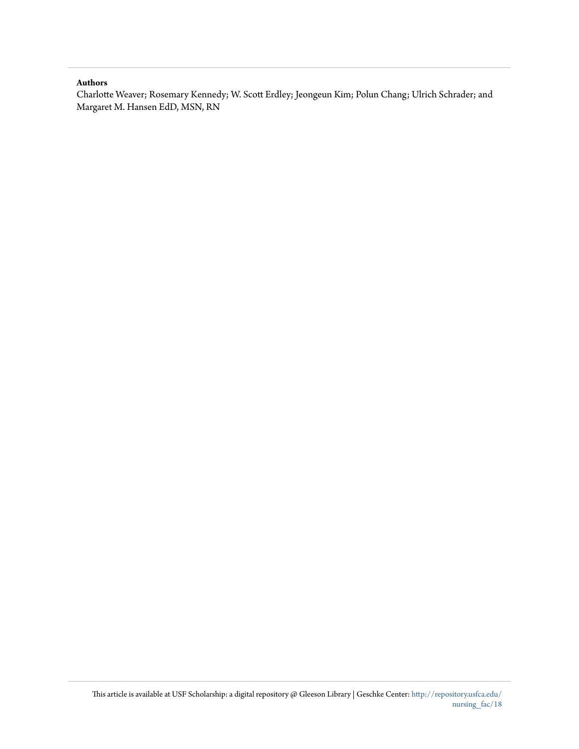**Authors**

Charlotte Weaver; Rosemary Kennedy; W. Scott Erdley; Jeongeun Kim; Polun Chang; Ulrich Schrader; and Margaret M. Hansen EdD, MSN, RN

This article is available at USF Scholarship: a digital repository @ Gleeson Library | Geschke Center: http://repository.usfca.edu/nursing_fac/18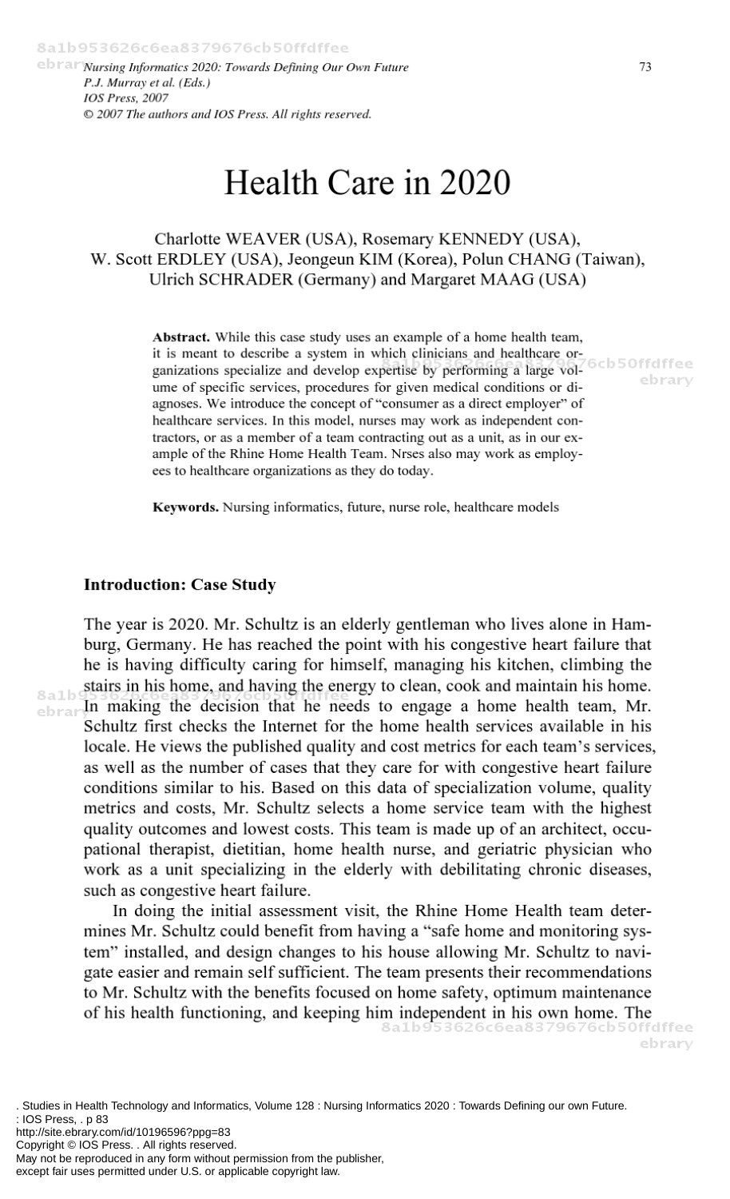# Health Care in 2020

Charlotte WEAVER (USA), Rosemary KENNEDY (USA), W. Scott ERDLEY (USA), Jeongeun KIM (Korea), Polun CHANG (Taiwan), Ulrich SCHRADER (Germany) and Margaret MAAG (USA)

**Abstract.** While this case study uses an example of a home health team, it is meant to describe a system in which clinicians and healthcare organizations specialize and develop expertise by performing a large volume of specific services, procedures for given medical conditions or diagnoses. We introduce the concept of "consumer as a direct employer" of healthcare services. In this model, nurses may work as independent contractors, or as a member of a team contracting out as a unit, as in our example of the Rhine Home Health Team. Nrses also may work as employees to healthcare organizations as they do today.

**Keywords.** Nursing informatics, future, nurse role, healthcare models

## Introduction: Case Study

The year is 2020. Mr. Schultz is an elderly gentleman who lives alone in Hamburg, Germany. He has reached the point with his congestive heart failure that he is having difficulty caring for himself, managing his kitchen, climbing the stairs in his home, and having the energy to clean, cook and maintain his home. In making the decision that he needs to engage a home health team, Mr. Schultz first checks the Internet for the home health services available in his locale. He views the published quality and cost metrics for each team's services, as well as the number of cases that they care for with congestive heart failure conditions similar to his. Based on this data of specialization volume, quality metrics and costs, Mr. Schultz selects a home service team with the highest quality outcomes and lowest costs. This team is made up of an architect, occupational therapist, dietitian, home health nurse, and geriatric physician who work as a unit specializing in the elderly with debilitating chronic diseases, such as congestive heart failure.

In doing the initial assessment visit, the Rhine Home Health team determines Mr. Schultz could benefit from having a "safe home and monitoring system" installed, and design changes to his house allowing Mr. Schultz to navigate easier and remain self sufficient. The team presents their recommendations to Mr. Schultz with the benefits focused on home safety, optimum maintenance of his health functioning, and keeping him independent in his own home. The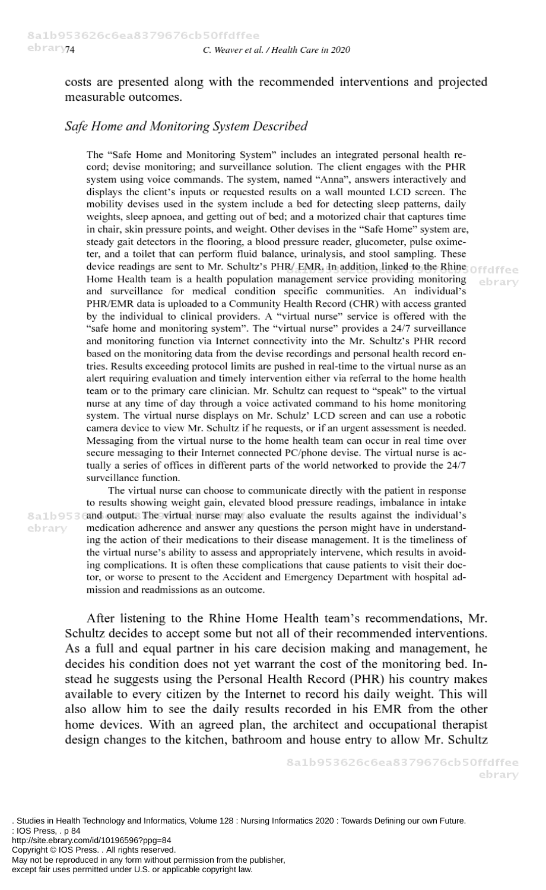costs are presented along with the recommended interventions and projected measurable outcomes.

*Safe Home and Monitoring System Described*

> The "Safe Home and Monitoring System" includes an integrated personal health record; devise monitoring; and surveillance solution. The client engages with the PHR system using voice commands. The system, named "Anna", answers interactively and displays the client's inputs or requested results on a wall mounted LCD screen. The mobility devises used in the system include a bed for detecting sleep patterns, daily weights, sleep apnoea, and getting out of bed; and a motorized chair that captures time in chair, skin pressure points, and weight. Other devises in the "Safe Home" system are, steady gait detectors in the flooring, a blood pressure reader, glucometer, pulse oximeter, and a toilet that can perform fluid balance, urinalysis, and stool sampling. These device readings are sent to Mr. Schultz's PHR/ EMR. In addition, linked to the Rhine Home Health team is a health population management service providing monitoring and surveillance for medical condition specific communities. An individual's PHR/EMR data is uploaded to a Community Health Record (CHR) with access granted by the individual to clinical providers. A "virtual nurse" service is offered with the "safe home and monitoring system". The "virtual nurse" provides a 24/7 surveillance and monitoring function via Internet connectivity into the Mr. Schultz's PHR record based on the monitoring data from the devise recordings and personal health record entries. Results exceeding protocol limits are pushed in real-time to the virtual nurse as an alert requiring evaluation and timely intervention either via referral to the home health team or to the primary care clinician. Mr. Schultz can request to "speak" to the virtual nurse at any time of day through a voice activated command to his home monitoring system. The virtual nurse displays on Mr. Schulz' LCD screen and can use a robotic camera device to view Mr. Schultz if he requests, or if an urgent assessment is needed. Messaging from the virtual nurse to the home health team can occur in real time over secure messaging to their Internet connected PC/phone devise. The virtual nurse is actually a series of offices in different parts of the world networked to provide the 24/7 surveillance function.
>
> The virtual nurse can choose to communicate directly with the patient in response to results showing weight gain, elevated blood pressure readings, imbalance in intake and output. The virtual nurse may also evaluate the results against the individual's medication adherence and answer any questions the person might have in understanding the action of their medications to their disease management. It is the timeliness of the virtual nurse's ability to assess and appropriately intervene, which results in avoiding complications. It is often these complications that cause patients to visit their doctor, or worse to present to the Accident and Emergency Department with hospital admission and readmissions as an outcome.

After listening to the Rhine Home Health team's recommendations, Mr. Schultz decides to accept some but not all of their recommended interventions. As a full and equal partner in his care decision making and management, he decides his condition does not yet warrant the cost of the monitoring bed. Instead he suggests using the Personal Health Record (PHR) his country makes available to every citizen by the Internet to record his daily weight. This will also allow him to see the daily results recorded in his EMR from the other home devices. With an agreed plan, the architect and occupational therapist design changes to the kitchen, bathroom and house entry to allow Mr. Schultz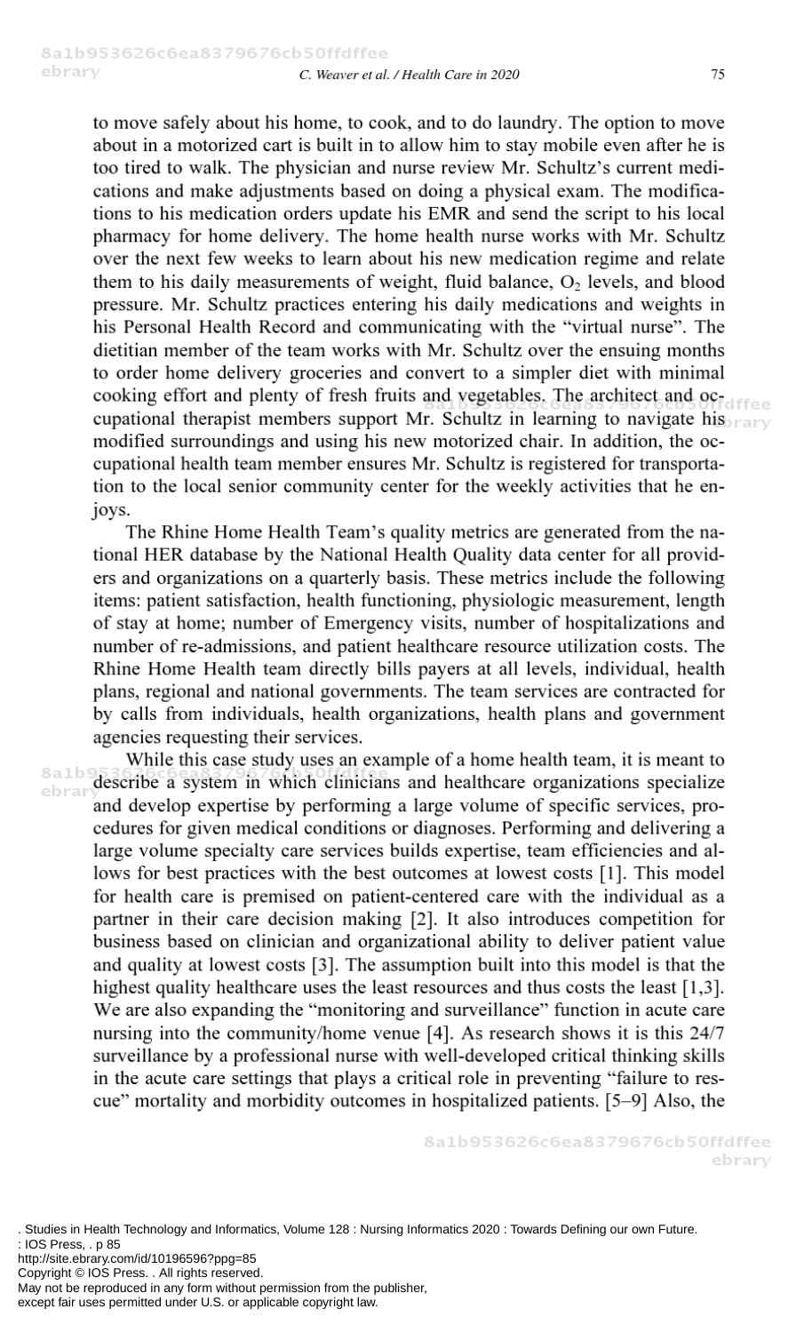to move safely about his home, to cook, and to do laundry. The option to move about in a motorized cart is built in to allow him to stay mobile even after he is too tired to walk. The physician and nurse review Mr. Schultz's current medications and make adjustments based on doing a physical exam. The modifications to his medication orders update his EMR and send the script to his local pharmacy for home delivery. The home health nurse works with Mr. Schultz over the next few weeks to learn about his new medication regime and relate them to his daily measurements of weight, fluid balance, $O_2$ levels, and blood pressure. Mr. Schultz practices entering his daily medications and weights in his Personal Health Record and communicating with the "virtual nurse". The dietitian member of the team works with Mr. Schultz over the ensuing months to order home delivery groceries and convert to a simpler diet with minimal cooking effort and plenty of fresh fruits and vegetables. The architect and occupational therapist members support Mr. Schultz in learning to navigate his modified surroundings and using his new motorized chair. In addition, the occupational health team member ensures Mr. Schultz is registered for transportation to the local senior community center for the weekly activities that he enjoys.

The Rhine Home Health Team's quality metrics are generated from the national HER database by the National Health Quality data center for all providers and organizations on a quarterly basis. These metrics include the following items: patient satisfaction, health functioning, physiologic measurement, length of stay at home; number of Emergency visits, number of hospitalizations and number of re-admissions, and patient healthcare resource utilization costs. The Rhine Home Health team directly bills payers at all levels, individual, health plans, regional and national governments. The team services are contracted for by calls from individuals, health organizations, health plans and government agencies requesting their services.

While this case study uses an example of a home health team, it is meant to describe a system in which clinicians and healthcare organizations specialize and develop expertise by performing a large volume of specific services, procedures for given medical conditions or diagnoses. Performing and delivering a large volume specialty care services builds expertise, team efficiencies and allows for best practices with the best outcomes at lowest costs [1]. This model for health care is premised on patient-centered care with the individual as a partner in their care decision making [2]. It also introduces competition for business based on clinician and organizational ability to deliver patient value and quality at lowest costs [3]. The assumption built into this model is that the highest quality healthcare uses the least resources and thus costs the least [1,3]. We are also expanding the "monitoring and surveillance" function in acute care nursing into the community/home venue [4]. As research shows it is this 24/7 surveillance by a professional nurse with well-developed critical thinking skills in the acute care settings that plays a critical role in preventing "failure to rescue" mortality and morbidity outcomes in hospitalized patients. [5–9] Also, the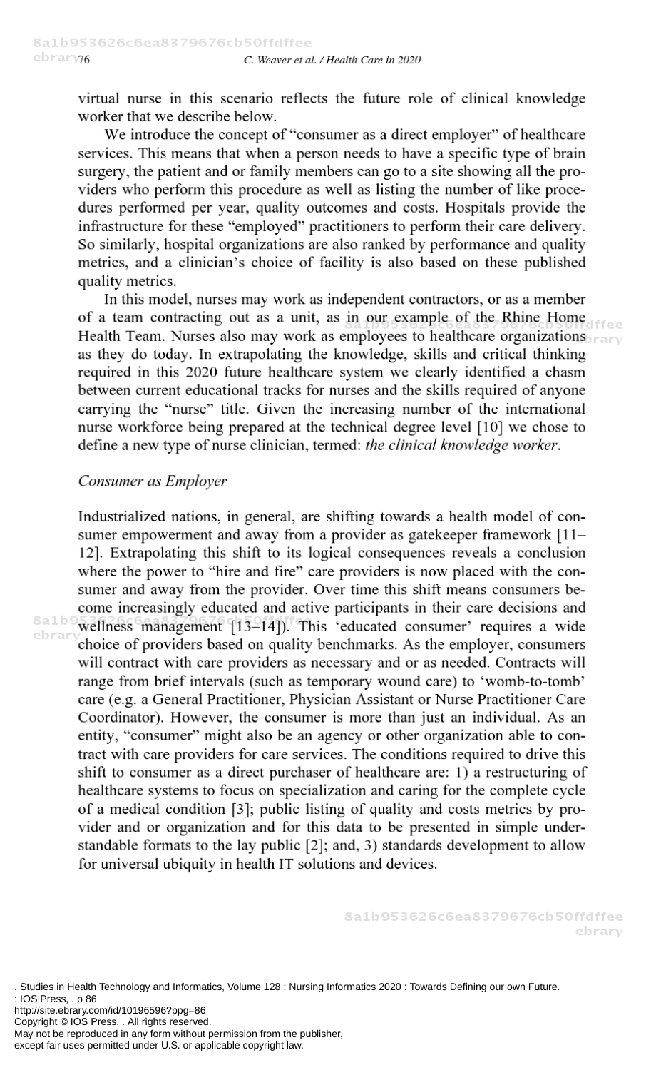virtual nurse in this scenario reflects the future role of clinical knowledge worker that we describe below.

We introduce the concept of "consumer as a direct employer" of healthcare services. This means that when a person needs to have a specific type of brain surgery, the patient and or family members can go to a site showing all the providers who perform this procedure as well as listing the number of like procedures performed per year, quality outcomes and costs. Hospitals provide the infrastructure for these "employed" practitioners to perform their care delivery. So similarly, hospital organizations are also ranked by performance and quality metrics, and a clinician's choice of facility is also based on these published quality metrics.

In this model, nurses may work as independent contractors, or as a member of a team contracting out as a unit, as in our example of the Rhine Home Health Team. Nurses also may work as employees to healthcare organizations as they do today. In extrapolating the knowledge, skills and critical thinking required in this 2020 future healthcare system we clearly identified a chasm between current educational tracks for nurses and the skills required of anyone carrying the "nurse" title. Given the increasing number of the international nurse workforce being prepared at the technical degree level [10] we chose to define a new type of nurse clinician, termed: *the clinical knowledge worker*.

### *Consumer as Employer*

Industrialized nations, in general, are shifting towards a health model of consumer empowerment and away from a provider as gatekeeper framework [11–12]. Extrapolating this shift to its logical consequences reveals a conclusion where the power to "hire and fire" care providers is now placed with the consumer and away from the provider. Over time this shift means consumers become increasingly educated and active participants in their care decisions and wellness management [13–14]). This 'educated consumer' requires a wide choice of providers based on quality benchmarks. As the employer, consumers will contract with care providers as necessary and or as needed. Contracts will range from brief intervals (such as temporary wound care) to 'womb-to-tomb' care (e.g. a General Practitioner, Physician Assistant or Nurse Practitioner Care Coordinator). However, the consumer is more than just an individual. As an entity, "consumer" might also be an agency or other organization able to contract with care providers for care services. The conditions required to drive this shift to consumer as a direct purchaser of healthcare are: 1) a restructuring of healthcare systems to focus on specialization and caring for the complete cycle of a medical condition [3]; public listing of quality and costs metrics by provider and or organization and for this data to be presented in simple understandable formats to the lay public [2]; and, 3) standards development to allow for universal ubiquity in health IT solutions and devices.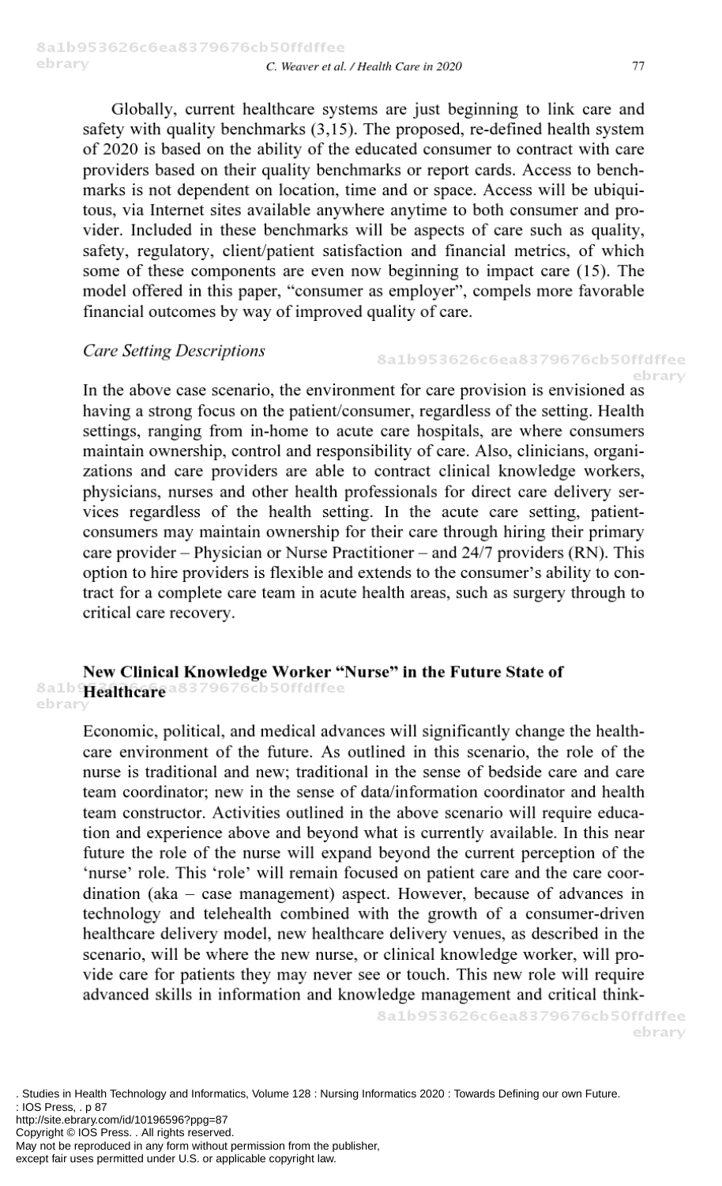Globally, current healthcare systems are just beginning to link care and safety with quality benchmarks (3,15). The proposed, re-defined health system of 2020 is based on the ability of the educated consumer to contract with care providers based on their quality benchmarks or report cards. Access to benchmarks is not dependent on location, time and or space. Access will be ubiquitous, via Internet sites available anywhere anytime to both consumer and provider. Included in these benchmarks will be aspects of care such as quality, safety, regulatory, client/patient satisfaction and financial metrics, of which some of these components are even now beginning to impact care (15). The model offered in this paper, "consumer as employer", compels more favorable financial outcomes by way of improved quality of care.

### *Care Setting Descriptions*

In the above case scenario, the environment for care provision is envisioned as having a strong focus on the patient/consumer, regardless of the setting. Health settings, ranging from in-home to acute care hospitals, are where consumers maintain ownership, control and responsibility of care. Also, clinicians, organizations and care providers are able to contract clinical knowledge workers, physicians, nurses and other health professionals for direct care delivery services regardless of the health setting. In the acute care setting, patient-consumers may maintain ownership for their care through hiring their primary care provider – Physician or Nurse Practitioner – and 24/7 providers (RN). This option to hire providers is flexible and extends to the consumer's ability to contract for a complete care team in acute health areas, such as surgery through to critical care recovery.

## New Clinical Knowledge Worker "Nurse" in the Future State of Healthcare

Economic, political, and medical advances will significantly change the healthcare environment of the future. As outlined in this scenario, the role of the nurse is traditional and new; traditional in the sense of bedside care and care team coordinator; new in the sense of data/information coordinator and health team constructor. Activities outlined in the above scenario will require education and experience above and beyond what is currently available. In this near future the role of the nurse will expand beyond the current perception of the 'nurse' role. This 'role' will remain focused on patient care and the care coordination (aka – case management) aspect. However, because of advances in technology and telehealth combined with the growth of a consumer-driven healthcare delivery model, new healthcare delivery venues, as described in the scenario, will be where the new nurse, or clinical knowledge worker, will provide care for patients they may never see or touch. This new role will require advanced skills in information and knowledge management and critical think-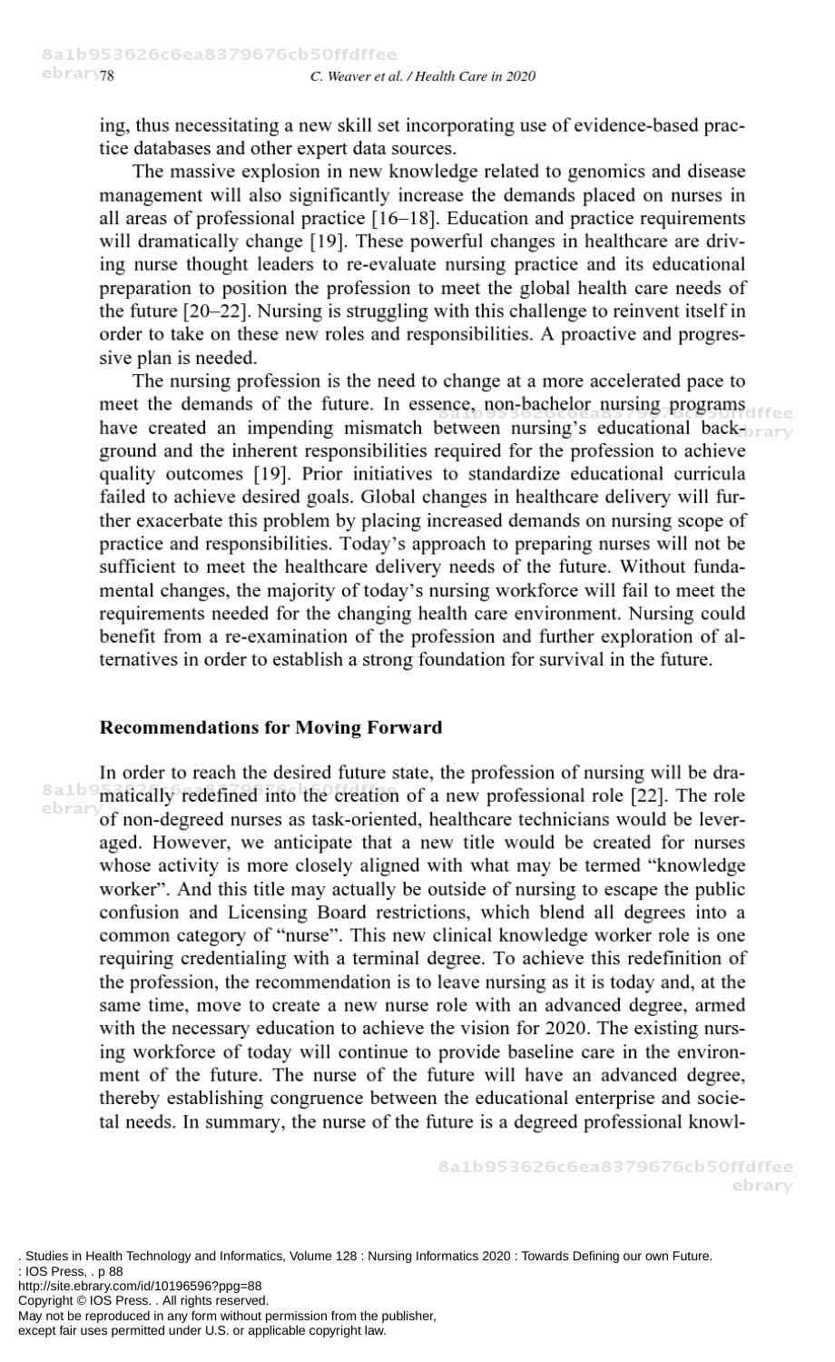ing, thus necessitating a new skill set incorporating use of evidence-based practice databases and other expert data sources.

The massive explosion in new knowledge related to genomics and disease management will also significantly increase the demands placed on nurses in all areas of professional practice [16–18]. Education and practice requirements will dramatically change [19]. These powerful changes in healthcare are driving nurse thought leaders to re-evaluate nursing practice and its educational preparation to position the profession to meet the global health care needs of the future [20–22]. Nursing is struggling with this challenge to reinvent itself in order to take on these new roles and responsibilities. A proactive and progressive plan is needed.

The nursing profession is the need to change at a more accelerated pace to meet the demands of the future. In essence, non-bachelor nursing programs have created an impending mismatch between nursing's educational background and the inherent responsibilities required for the profession to achieve quality outcomes [19]. Prior initiatives to standardize educational curricula failed to achieve desired goals. Global changes in healthcare delivery will further exacerbate this problem by placing increased demands on nursing scope of practice and responsibilities. Today's approach to preparing nurses will not be sufficient to meet the healthcare delivery needs of the future. Without fundamental changes, the majority of today's nursing workforce will fail to meet the requirements needed for the changing health care environment. Nursing could benefit from a re-examination of the profession and further exploration of alternatives in order to establish a strong foundation for survival in the future.

## Recommendations for Moving Forward

In order to reach the desired future state, the profession of nursing will be dramatically redefined into the creation of a new professional role [22]. The role of non-degreed nurses as task-oriented, healthcare technicians would be leveraged. However, we anticipate that a new title would be created for nurses whose activity is more closely aligned with what may be termed "knowledge worker". And this title may actually be outside of nursing to escape the public confusion and Licensing Board restrictions, which blend all degrees into a common category of "nurse". This new clinical knowledge worker role is one requiring credentialing with a terminal degree. To achieve this redefinition of the profession, the recommendation is to leave nursing as it is today and, at the same time, move to create a new nurse role with an advanced degree, armed with the necessary education to achieve the vision for 2020. The existing nursing workforce of today will continue to provide baseline care in the environment of the future. The nurse of the future will have an advanced degree, thereby establishing congruence between the educational enterprise and societal needs. In summary, the nurse of the future is a degreed professional knowl-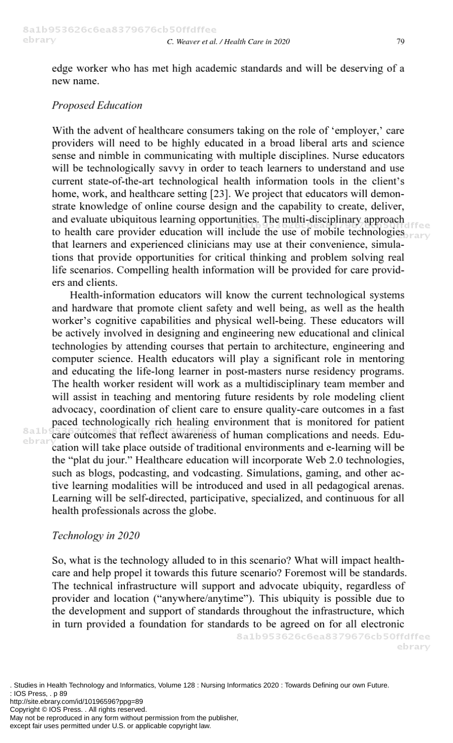edge worker who has met high academic standards and will be deserving of a new name.

### *Proposed Education*

With the advent of healthcare consumers taking on the role of 'employer,' care providers will need to be highly educated in a broad liberal arts and science sense and nimble in communicating with multiple disciplines. Nurse educators will be technologically savvy in order to teach learners to understand and use current state-of-the-art technological health information tools in the client's home, work, and healthcare setting [23]. We project that educators will demonstrate knowledge of online course design and the capability to create, deliver, and evaluate ubiquitous learning opportunities. The multi-disciplinary approach to health care provider education will include the use of mobile technologies that learners and experienced clinicians may use at their convenience, simulations that provide opportunities for critical thinking and problem solving real life scenarios. Compelling health information will be provided for care providers and clients.

Health-information educators will know the current technological systems and hardware that promote client safety and well being, as well as the health worker's cognitive capabilities and physical well-being. These educators will be actively involved in designing and engineering new educational and clinical technologies by attending courses that pertain to architecture, engineering and computer science. Health educators will play a significant role in mentoring and educating the life-long learner in post-masters nurse residency programs. The health worker resident will work as a multidisciplinary team member and will assist in teaching and mentoring future residents by role modeling client advocacy, coordination of client care to ensure quality-care outcomes in a fast paced technologically rich healing environment that is monitored for patient care outcomes that reflect awareness of human complications and needs. Education will take place outside of traditional environments and e-learning will be the "plat du jour." Healthcare education will incorporate Web 2.0 technologies, such as blogs, podcasting, and vodcasting. Simulations, gaming, and other active learning modalities will be introduced and used in all pedagogical arenas. Learning will be self-directed, participative, specialized, and continuous for all health professionals across the globe.

### *Technology in 2020*

So, what is the technology alluded to in this scenario? What will impact healthcare and help propel it towards this future scenario? Foremost will be standards. The technical infrastructure will support and advocate ubiquity, regardless of provider and location ("anywhere/anytime"). This ubiquity is possible due to the development and support of standards throughout the infrastructure, which in turn provided a foundation for standards to be agreed on for all electronic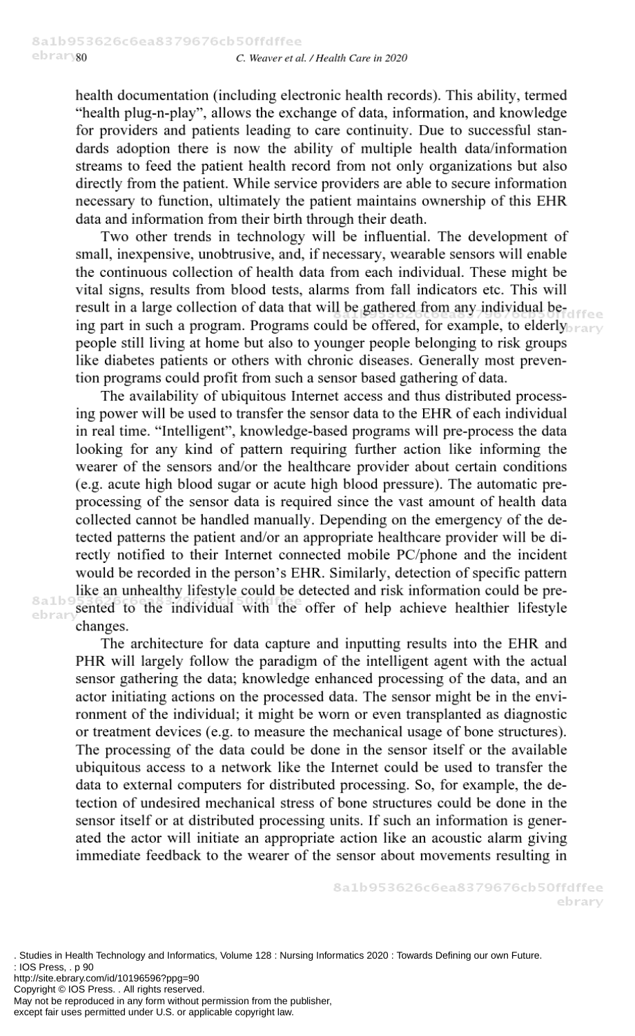health documentation (including electronic health records). This ability, termed "health plug-n-play", allows the exchange of data, information, and knowledge for providers and patients leading to care continuity. Due to successful standards adoption there is now the ability of multiple health data/information streams to feed the patient health record from not only organizations but also directly from the patient. While service providers are able to secure information necessary to function, ultimately the patient maintains ownership of this EHR data and information from their birth through their death.

Two other trends in technology will be influential. The development of small, inexpensive, unobtrusive, and, if necessary, wearable sensors will enable the continuous collection of health data from each individual. These might be vital signs, results from blood tests, alarms from fall indicators etc. This will result in a large collection of data that will be gathered from any individual being part in such a program. Programs could be offered, for example, to elderly people still living at home but also to younger people belonging to risk groups like diabetes patients or others with chronic diseases. Generally most prevention programs could profit from such a sensor based gathering of data.

The availability of ubiquitous Internet access and thus distributed processing power will be used to transfer the sensor data to the EHR of each individual in real time. "Intelligent", knowledge-based programs will pre-process the data looking for any kind of pattern requiring further action like informing the wearer of the sensors and/or the healthcare provider about certain conditions (e.g. acute high blood sugar or acute high blood pressure). The automatic pre-processing of the sensor data is required since the vast amount of health data collected cannot be handled manually. Depending on the emergency of the detected patterns the patient and/or an appropriate healthcare provider will be directly notified to their Internet connected mobile PC/phone and the incident would be recorded in the person's EHR. Similarly, detection of specific pattern like an unhealthy lifestyle could be detected and risk information could be presented to the individual with the offer of help achieve healthier lifestyle changes.

The architecture for data capture and inputting results into the EHR and PHR will largely follow the paradigm of the intelligent agent with the actual sensor gathering the data; knowledge enhanced processing of the data, and an actor initiating actions on the processed data. The sensor might be in the environment of the individual; it might be worn or even transplanted as diagnostic or treatment devices (e.g. to measure the mechanical usage of bone structures). The processing of the data could be done in the sensor itself or the available ubiquitous access to a network like the Internet could be used to transfer the data to external computers for distributed processing. So, for example, the detection of undesired mechanical stress of bone structures could be done in the sensor itself or at distributed processing units. If such an information is generated the actor will initiate an appropriate action like an acoustic alarm giving immediate feedback to the wearer of the sensor about movements resulting in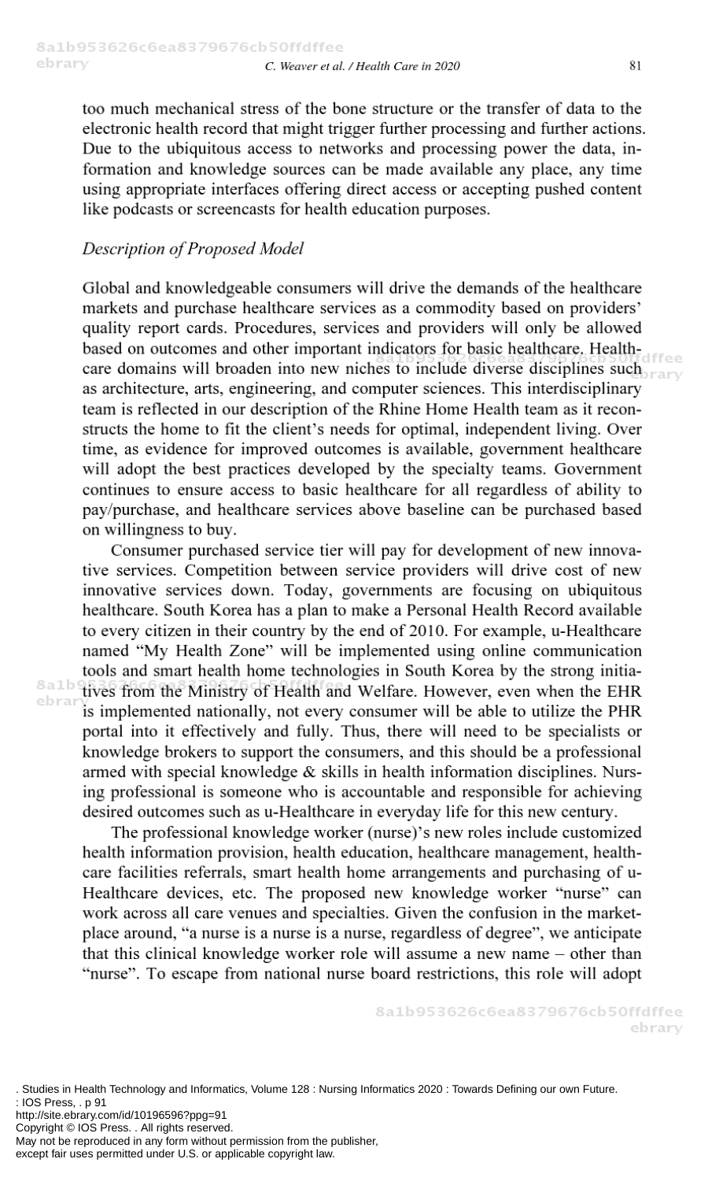too much mechanical stress of the bone structure or the transfer of data to the electronic health record that might trigger further processing and further actions. Due to the ubiquitous access to networks and processing power the data, information and knowledge sources can be made available any place, any time using appropriate interfaces offering direct access or accepting pushed content like podcasts or screencasts for health education purposes.

### *Description of Proposed Model*

Global and knowledgeable consumers will drive the demands of the healthcare markets and purchase healthcare services as a commodity based on providers' quality report cards. Procedures, services and providers will only be allowed based on outcomes and other important indicators for basic healthcare. Healthcare domains will broaden into new niches to include diverse disciplines such as architecture, arts, engineering, and computer sciences. This interdisciplinary team is reflected in our description of the Rhine Home Health team as it reconstructs the home to fit the client's needs for optimal, independent living. Over time, as evidence for improved outcomes is available, government healthcare will adopt the best practices developed by the specialty teams. Government continues to ensure access to basic healthcare for all regardless of ability to pay/purchase, and healthcare services above baseline can be purchased based on willingness to buy.

Consumer purchased service tier will pay for development of new innovative services. Competition between service providers will drive cost of new innovative services down. Today, governments are focusing on ubiquitous healthcare. South Korea has a plan to make a Personal Health Record available to every citizen in their country by the end of 2010. For example, u-Healthcare named "My Health Zone" will be implemented using online communication tools and smart health home technologies in South Korea by the strong initiatives from the Ministry of Health and Welfare. However, even when the EHR is implemented nationally, not every consumer will be able to utilize the PHR portal into it effectively and fully. Thus, there will need to be specialists or knowledge brokers to support the consumers, and this should be a professional armed with special knowledge & skills in health information disciplines. Nursing professional is someone who is accountable and responsible for achieving desired outcomes such as u-Healthcare in everyday life for this new century.

The professional knowledge worker (nurse)'s new roles include customized health information provision, health education, healthcare management, healthcare facilities referrals, smart health home arrangements and purchasing of u-Healthcare devices, etc. The proposed new knowledge worker "nurse" can work across all care venues and specialties. Given the confusion in the marketplace around, "a nurse is a nurse is a nurse, regardless of degree", we anticipate that this clinical knowledge worker role will assume a new name – other than "nurse". To escape from national nurse board restrictions, this role will adopt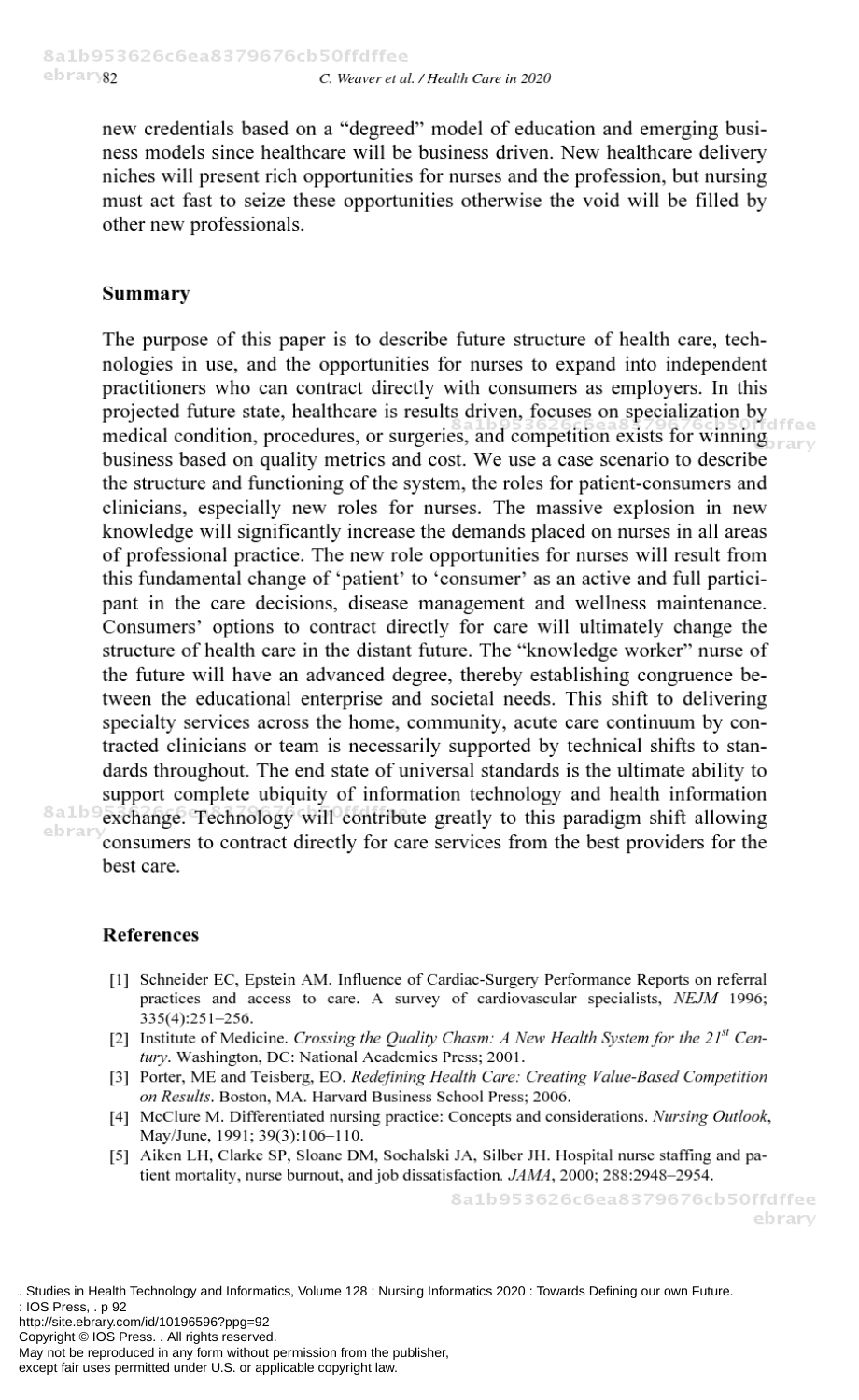new credentials based on a "degreed" model of education and emerging business models since healthcare will be business driven. New healthcare delivery niches will present rich opportunities for nurses and the profession, but nursing must act fast to seize these opportunities otherwise the void will be filled by other new professionals.

## Summary

The purpose of this paper is to describe future structure of health care, technologies in use, and the opportunities for nurses to expand into independent practitioners who can contract directly with consumers as employers. In this projected future state, healthcare is results driven, focuses on specialization by medical condition, procedures, or surgeries, and competition exists for winning business based on quality metrics and cost. We use a case scenario to describe the structure and functioning of the system, the roles for patient-consumers and clinicians, especially new roles for nurses. The massive explosion in new knowledge will significantly increase the demands placed on nurses in all areas of professional practice. The new role opportunities for nurses will result from this fundamental change of 'patient' to 'consumer' as an active and full participant in the care decisions, disease management and wellness maintenance. Consumers' options to contract directly for care will ultimately change the structure of health care in the distant future. The "knowledge worker" nurse of the future will have an advanced degree, thereby establishing congruence between the educational enterprise and societal needs. This shift to delivering specialty services across the home, community, acute care continuum by contracted clinicians or team is necessarily supported by technical shifts to standards throughout. The end state of universal standards is the ultimate ability to support complete ubiquity of information technology and health information exchange. Technology will contribute greatly to this paradigm shift allowing consumers to contract directly for care services from the best providers for the best care.

## References

[1] Schneider EC, Epstein AM. Influence of Cardiac-Surgery Performance Reports on referral practices and access to care. A survey of cardiovascular specialists, *NEJM* 1996; 335(4):251–256.

[2] Institute of Medicine. *Crossing the Quality Chasm: A New Health System for the 21st Century*. Washington, DC: National Academies Press; 2001.

[3] Porter, ME and Teisberg, EO. *Redefining Health Care: Creating Value-Based Competition on Results*. Boston, MA. Harvard Business School Press; 2006.

[4] McClure M. Differentiated nursing practice: Concepts and considerations. *Nursing Outlook*, May/June, 1991; 39(3):106–110.

[5] Aiken LH, Clarke SP, Sloane DM, Sochalski JA, Silber JH. Hospital nurse staffing and patient mortality, nurse burnout, and job dissatisfaction. *JAMA*, 2000; 288:2948–2954.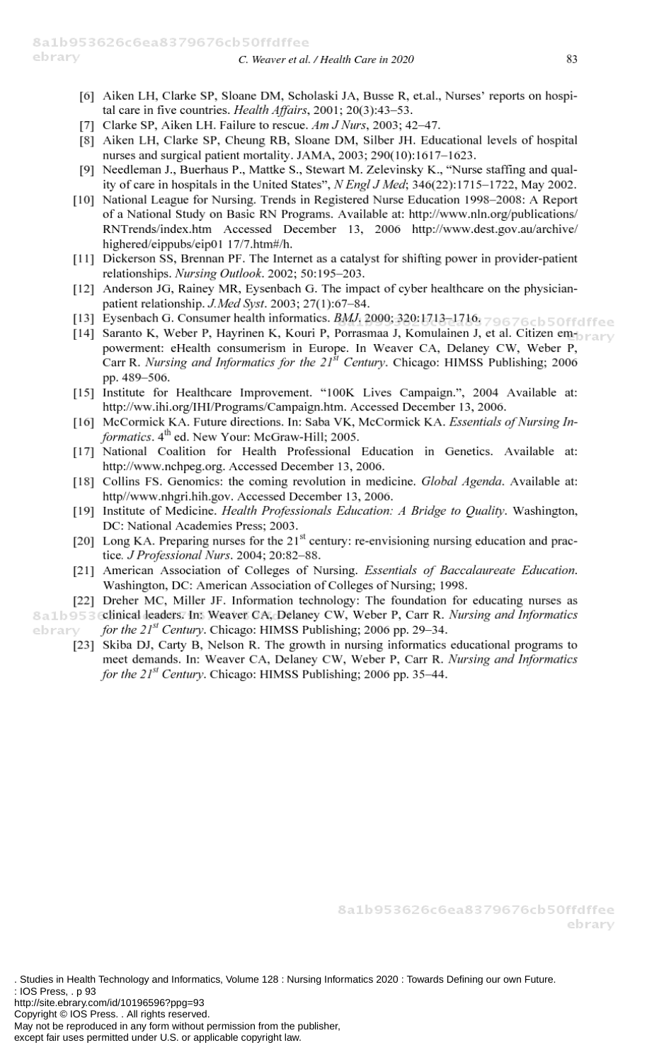[6] Aiken LH, Clarke SP, Sloane DM, Scholaski JA, Busse R, et.al., Nurses' reports on hospital care in five countries. *Health Affairs*, 2001; 20(3):43–53.

[7] Clarke SP, Aiken LH. Failure to rescue. *Am J Nurs*, 2003; 42–47.

[8] Aiken LH, Clarke SP, Cheung RB, Sloane DM, Silber JH. Educational levels of hospital nurses and surgical patient mortality. JAMA, 2003; 290(10):1617–1623.

[9] Needleman J., Buerhaus P., Mattke S., Stewart M. Zelevinsky K., "Nurse staffing and quality of care in hospitals in the United States", *N Engl J Med*; 346(22):1715–1722, May 2002.

[10] National League for Nursing. Trends in Registered Nurse Education 1998–2008: A Report of a National Study on Basic RN Programs. Available at: http://www.nln.org/publications/RNTrends/index.htm Accessed December 13, 2006 http://www.dest.gov.au/archive/highered/eippubs/eip01 17/7.htm#/h.

[11] Dickerson SS, Brennan PF. The Internet as a catalyst for shifting power in provider-patient relationships. *Nursing Outlook*. 2002; 50:195–203.

[12] Anderson JG, Rainey MR, Eysenbach G. The impact of cyber healthcare on the physician-patient relationship. *J.Med Syst*. 2003; 27(1):67–84.

[13] Eysenbach G. Consumer health informatics. *BMJ*. 2000; 320:1713–1716.

[14] Saranto K, Weber P, Hayrinen K, Kouri P, Porrasmaa J, Komulainen J, et al. Citizen empowerment: eHealth consumerism in Europe. In Weaver CA, Delaney CW, Weber P, Carr R. *Nursing and Informatics for the 21st Century*. Chicago: HIMSS Publishing; 2006 pp. 489–506.

[15] Institute for Healthcare Improvement. "100K Lives Campaign.", 2004 Available at: http://ww.ihi.org/IHI/Programs/Campaign.htm. Accessed December 13, 2006.

[16] McCormick KA. Future directions. In: Saba VK, McCormick KA. *Essentials of Nursing Informatics*. 4th ed. New Your: McGraw-Hill; 2005.

[17] National Coalition for Health Professional Education in Genetics. Available at: http://www.nchpeg.org. Accessed December 13, 2006.

[18] Collins FS. Genomics: the coming revolution in medicine. *Global Agenda*. Available at: http//www.nhgri.hih.gov. Accessed December 13, 2006.

[19] Institute of Medicine. *Health Professionals Education: A Bridge to Quality*. Washington, DC: National Academies Press; 2003.

[20] Long KA. Preparing nurses for the 21st century: re-envisioning nursing education and practice. *J Professional Nurs*. 2004; 20:82–88.

[21] American Association of Colleges of Nursing. *Essentials of Baccalaureate Education*. Washington, DC: American Association of Colleges of Nursing; 1998.

[22] Dreher MC, Miller JF. Information technology: The foundation for educating nurses as clinical leaders. In: Weaver CA, Delaney CW, Weber P, Carr R. *Nursing and Informatics for the 21st Century*. Chicago: HIMSS Publishing; 2006 pp. 29–34.

[23] Skiba DJ, Carty B, Nelson R. The growth in nursing informatics educational programs to meet demands. In: Weaver CA, Delaney CW, Weber P, Carr R. *Nursing and Informatics for the 21st Century*. Chicago: HIMSS Publishing; 2006 pp. 35–44.